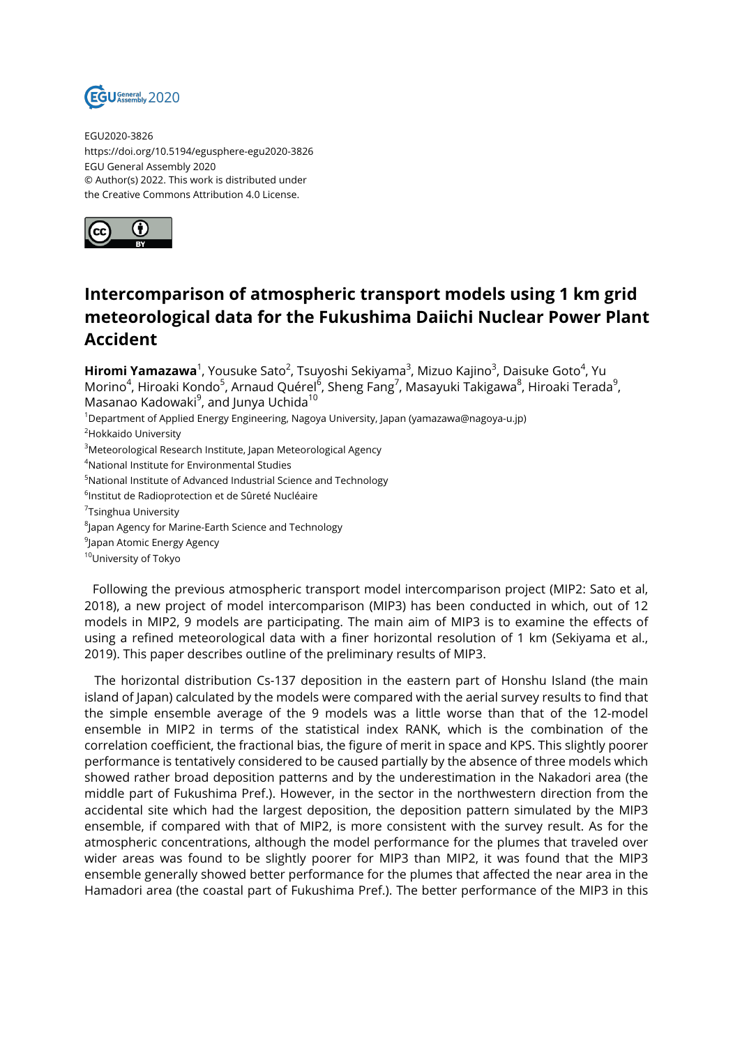EGU2020-3826
https://doi.org/10.5194/egusphere-egu2020-3826
EGU General Assembly 2020
© Author(s) 2022. This work is distributed under
the Creative Commons Attribution 4.0 License.

# Intercomparison of atmospheric transport models using 1 km grid meteorological data for the Fukushima Daiichi Nuclear Power Plant Accident

**Hiromi Yamazawa**[1], Yousuke Sato[2], Tsuyoshi Sekiyama[3], Mizuo Kajino[3], Daisuke Goto[4], Yu Morino[4], Hiroaki Kondo[5], Arnaud Quérel[6], Sheng Fang[7], Masayuki Takigawa[8], Hiroaki Terada[9], Masanao Kadowaki[9], and Junya Uchida[10]

[1]Department of Applied Energy Engineering, Nagoya University, Japan (yamazawa@nagoya-u.jp)
[2]Hokkaido University
[3]Meteorological Research Institute, Japan Meteorological Agency
[4]National Institute for Environmental Studies
[5]National Institute of Advanced Industrial Science and Technology
[6]Institut de Radioprotection et de Sûreté Nucléaire
[7]Tsinghua University
[8]Japan Agency for Marine-Earth Science and Technology
[9]Japan Atomic Energy Agency
[10]University of Tokyo

Following the previous atmospheric transport model intercomparison project (MIP2: Sato et al, 2018), a new project of model intercomparison (MIP3) has been conducted in which, out of 12 models in MIP2, 9 models are participating. The main aim of MIP3 is to examine the effects of using a refined meteorological data with a finer horizontal resolution of 1 km (Sekiyama et al., 2019). This paper describes outline of the preliminary results of MIP3.

The horizontal distribution Cs-137 deposition in the eastern part of Honshu Island (the main island of Japan) calculated by the models were compared with the aerial survey results to find that the simple ensemble average of the 9 models was a little worse than that of the 12-model ensemble in MIP2 in terms of the statistical index RANK, which is the combination of the correlation coefficient, the fractional bias, the figure of merit in space and KPS. This slightly poorer performance is tentatively considered to be caused partially by the absence of three models which showed rather broad deposition patterns and by the underestimation in the Nakadori area (the middle part of Fukushima Pref.). However, in the sector in the northwestern direction from the accidental site which had the largest deposition, the deposition pattern simulated by the MIP3 ensemble, if compared with that of MIP2, is more consistent with the survey result. As for the atmospheric concentrations, although the model performance for the plumes that traveled over wider areas was found to be slightly poorer for MIP3 than MIP2, it was found that the MIP3 ensemble generally showed better performance for the plumes that affected the near area in the Hamadori area (the coastal part of Fukushima Pref.). The better performance of the MIP3 in this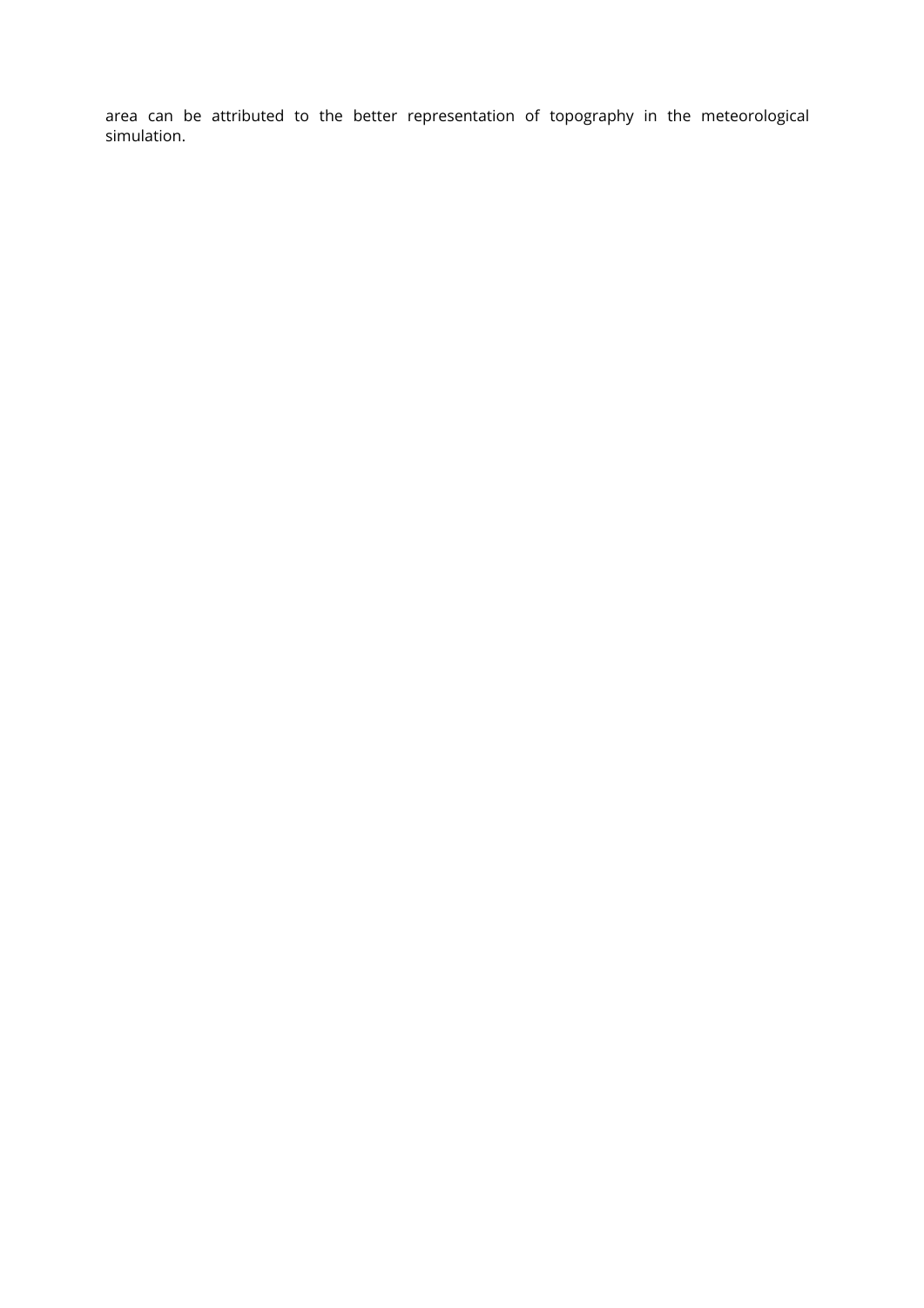area can be attributed to the better representation of topography in the meteorological simulation.